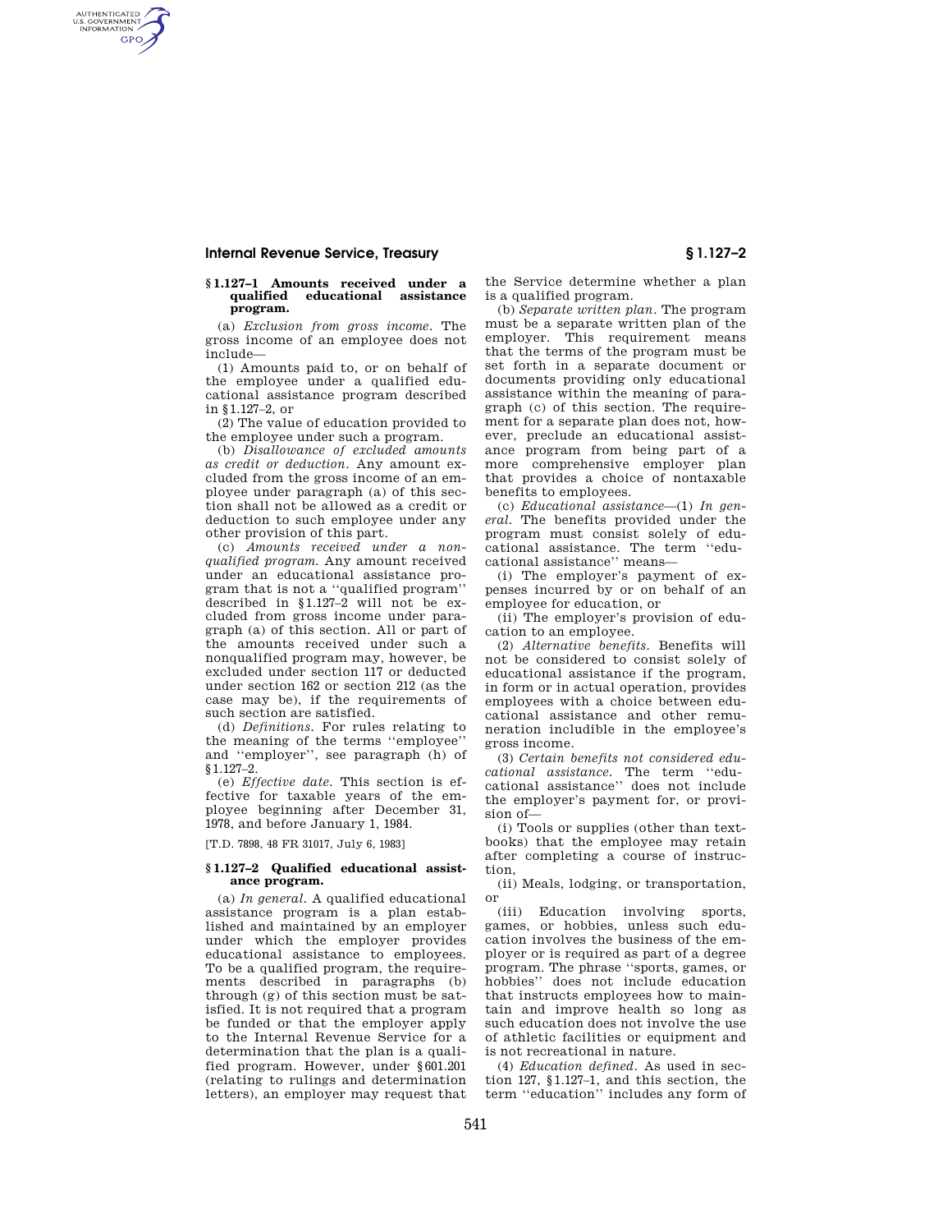### § 1.127–1 Amounts received under a qualified educational assistance program.

(a) *Exclusion from gross income.* The gross income of an employee does not include—

(1) Amounts paid to, or on behalf of the employee under a qualified educational assistance program described in § 1.127–2, or

(2) The value of education provided to the employee under such a program.

(b) *Disallowance of excluded amounts as credit or deduction.* Any amount excluded from the gross income of an employee under paragraph (a) of this section shall not be allowed as a credit or deduction to such employee under any other provision of this part.

(c) *Amounts received under a nonqualified program.* Any amount received under an educational assistance program that is not a ''qualified program'' described in § 1.127–2 will not be excluded from gross income under paragraph (a) of this section. All or part of the amounts received under such a nonqualified program may, however, be excluded under section 117 or deducted under section 162 or section 212 (as the case may be), if the requirements of such section are satisfied.

(d) *Definitions.* For rules relating to the meaning of the terms ''employee'' and ''employer'', see paragraph (h) of § 1.127–2.

(e) *Effective date.* This section is effective for taxable years of the employee beginning after December 31, 1978, and before January 1, 1984.

[T.D. 7898, 48 FR 31017, July 6, 1983]

### § 1.127–2 Qualified educational assistance program.

(a) *In general.* A qualified educational assistance program is a plan established and maintained by an employer under which the employer provides educational assistance to employees. To be a qualified program, the requirements described in paragraphs (b) through (g) of this section must be satisfied. It is not required that a program be funded or that the employer apply to the Internal Revenue Service for a determination that the plan is a qualified program. However, under § 601.201 (relating to rulings and determination letters), an employer may request that the Service determine whether a plan is a qualified program.

(b) *Separate written plan.* The program must be a separate written plan of the employer. This requirement means that the terms of the program must be set forth in a separate document or documents providing only educational assistance within the meaning of paragraph (c) of this section. The requirement for a separate plan does not, however, preclude an educational assistance program from being part of a more comprehensive employer plan that provides a choice of nontaxable benefits to employees.

(c) *Educational assistance*—(1) *In general.* The benefits provided under the program must consist solely of educational assistance. The term ''educational assistance'' means—

(i) The employer's payment of expenses incurred by or on behalf of an employee for education, or

(ii) The employer's provision of education to an employee.

(2) *Alternative benefits.* Benefits will not be considered to consist solely of educational assistance if the program, in form or in actual operation, provides employees with a choice between educational assistance and other remuneration includible in the employee's gross income.

(3) *Certain benefits not considered educational assistance.* The term ''educational assistance'' does not include the employer's payment for, or provision of—

(i) Tools or supplies (other than textbooks) that the employee may retain after completing a course of instruction,

(ii) Meals, lodging, or transportation, or

(iii) Education involving sports, games, or hobbies, unless such education involves the business of the employer or is required as part of a degree program. The phrase ''sports, games, or hobbies'' does not include education that instructs employees how to maintain and improve health so long as such education does not involve the use of athletic facilities or equipment and is not recreational in nature.

(4) *Education defined.* As used in section 127, § 1.127–1, and this section, the term ''education'' includes any form of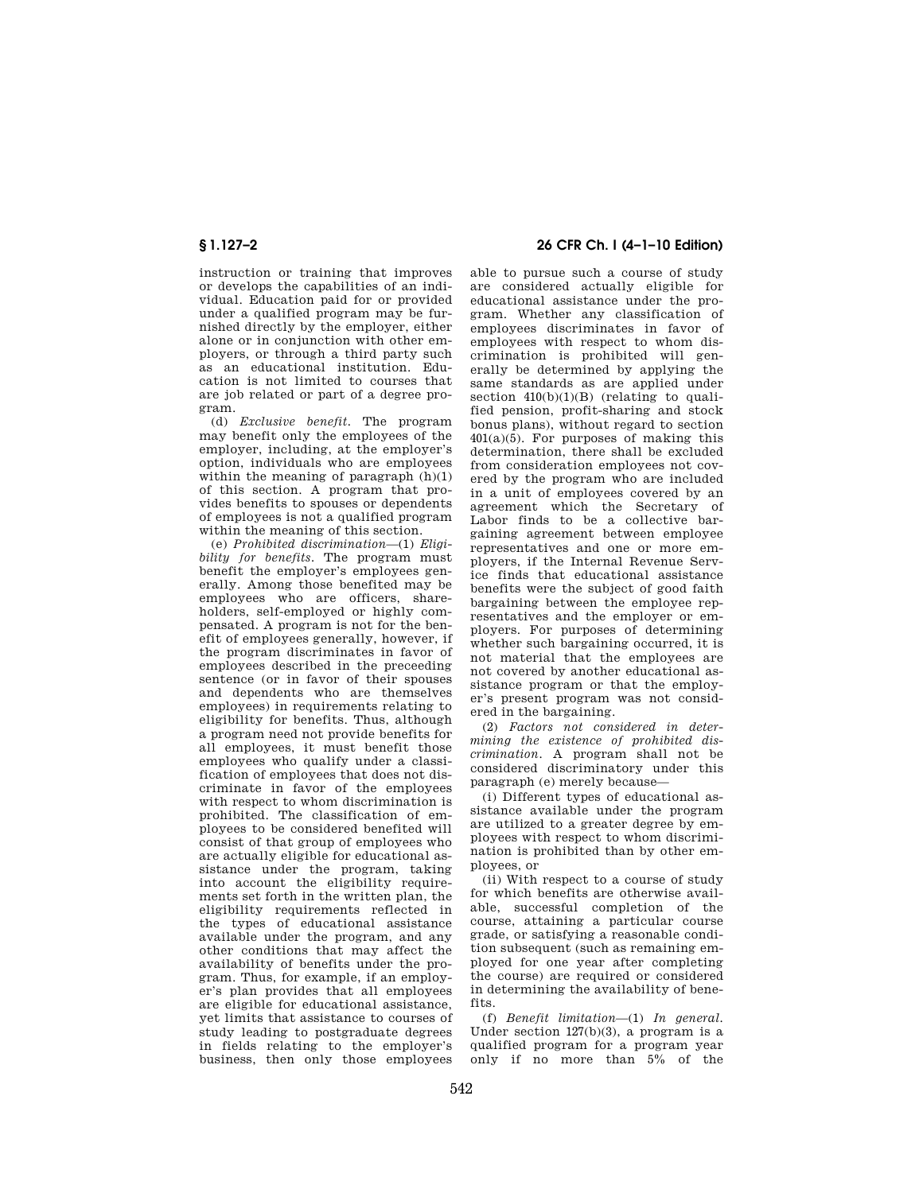instruction or training that improves or develops the capabilities of an individual. Education paid for or provided under a qualified program may be furnished directly by the employer, either alone or in conjunction with other employers, or through a third party such as an educational institution. Education is not limited to courses that are job related or part of a degree program.

(d) *Exclusive benefit.* The program may benefit only the employees of the employer, including, at the employer's option, individuals who are employees within the meaning of paragraph (h)(1) of this section. A program that provides benefits to spouses or dependents of employees is not a qualified program within the meaning of this section.

(e) *Prohibited discrimination*—(1) *Eligibility for benefits.* The program must benefit the employer's employees generally. Among those benefited may be employees who are officers, shareholders, self-employed or highly compensated. A program is not for the benefit of employees generally, however, if the program discriminates in favor of employees described in the preceeding sentence (or in favor of their spouses and dependents who are themselves employees) in requirements relating to eligibility for benefits. Thus, although a program need not provide benefits for all employees, it must benefit those employees who qualify under a classification of employees that does not discriminate in favor of the employees with respect to whom discrimination is prohibited. The classification of employees to be considered benefited will consist of that group of employees who are actually eligible for educational assistance under the program, taking into account the eligibility requirements set forth in the written plan, the eligibility requirements reflected in the types of educational assistance available under the program, and any other conditions that may affect the availability of benefits under the program. Thus, for example, if an employer's plan provides that all employees are eligible for educational assistance, yet limits that assistance to courses of study leading to postgraduate degrees in fields relating to the employer's business, then only those employees able to pursue such a course of study are considered actually eligible for educational assistance under the program. Whether any classification of employees discriminates in favor of employees with respect to whom discrimination is prohibited will generally be determined by applying the same standards as are applied under section 410(b)(1)(B) (relating to qualified pension, profit-sharing and stock bonus plans), without regard to section 401(a)(5). For purposes of making this determination, there shall be excluded from consideration employees not covered by the program who are included in a unit of employees covered by an agreement which the Secretary of Labor finds to be a collective bargaining agreement between employee representatives and one or more employers, if the Internal Revenue Service finds that educational assistance benefits were the subject of good faith bargaining between the employee representatives and the employer or employers. For purposes of determining whether such bargaining occurred, it is not material that the employees are not covered by another educational assistance program or that the employer's present program was not considered in the bargaining.

(2) *Factors not considered in determining the existence of prohibited discrimination.* A program shall not be considered discriminatory under this paragraph (e) merely because—

(i) Different types of educational assistance available under the program are utilized to a greater degree by employees with respect to whom discrimination is prohibited than by other employees, or

(ii) With respect to a course of study for which benefits are otherwise available, successful completion of the course, attaining a particular course grade, or satisfying a reasonable condition subsequent (such as remaining employed for one year after completing the course) are required or considered in determining the availability of benefits.

(f) *Benefit limitation*—(1) *In general.* Under section 127(b)(3), a program is a qualified program for a program year only if no more than 5% of the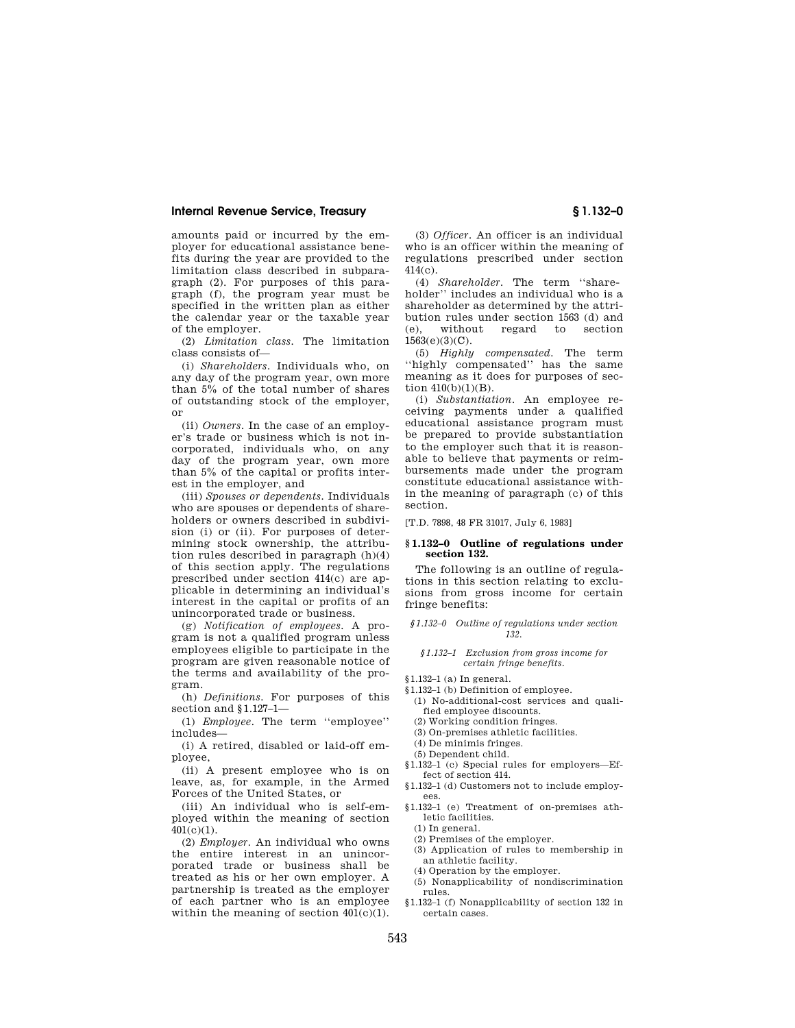amounts paid or incurred by the employer for educational assistance benefits during the year are provided to the limitation class described in subparagraph (2). For purposes of this paragraph (f), the program year must be specified in the written plan as either the calendar year or the taxable year of the employer.

(2) *Limitation class.* The limitation class consists of—

(i) *Shareholders.* Individuals who, on any day of the program year, own more than 5% of the total number of shares of outstanding stock of the employer, or

(ii) *Owners.* In the case of an employer's trade or business which is not incorporated, individuals who, on any day of the program year, own more than 5% of the capital or profits interest in the employer, and

(iii) *Spouses or dependents.* Individuals who are spouses or dependents of shareholders or owners described in subdivision (i) or (ii). For purposes of determining stock ownership, the attribution rules described in paragraph (h)(4) of this section apply. The regulations prescribed under section 414(c) are applicable in determining an individual's interest in the capital or profits of an unincorporated trade or business.

(g) *Notification of employees.* A program is not a qualified program unless employees eligible to participate in the program are given reasonable notice of the terms and availability of the program.

(h) *Definitions.* For purposes of this section and §1.127–1—

(1) *Employee.* The term "employee" includes—

(i) A retired, disabled or laid-off employee,

(ii) A present employee who is on leave, as, for example, in the Armed Forces of the United States, or

(iii) An individual who is self-employed within the meaning of section 401(c)(1).

(2) *Employer.* An individual who owns the entire interest in an unincorporated trade or business shall be treated as his or her own employer. A partnership is treated as the employer of each partner who is an employee within the meaning of section 401(c)(1).

(3) *Officer.* An officer is an individual who is an officer within the meaning of regulations prescribed under section 414(c).

(4) *Shareholder.* The term "shareholder" includes an individual who is a shareholder as determined by the attribution rules under section 1563 (d) and (e), without regard to section 1563(e)(3)(C).

(5) *Highly compensated.* The term "highly compensated" has the same meaning as it does for purposes of section 410(b)(1)(B).

(i) *Substantiation.* An employee receiving payments under a qualified educational assistance program must be prepared to provide substantiation to the employer such that it is reasonable to believe that payments or reimbursements made under the program constitute educational assistance within the meaning of paragraph (c) of this section.

[T.D. 7898, 48 FR 31017, July 6, 1983]

## § 1.132–0 Outline of regulations under section 132.

The following is an outline of regulations in this section relating to exclusions from gross income for certain fringe benefits:

*§ 1.132–0 Outline of regulations under section 132.*

*§ 1.132–1 Exclusion from gross income for certain fringe benefits.*

§ 1.132–1 (a) In general.

§ 1.132–1 (b) Definition of employee.

(1) No-additional-cost services and qualified employee discounts.

(2) Working condition fringes.

(3) On-premises athletic facilities.

(4) De minimis fringes.

(5) Dependent child.

§ 1.132–1 (c) Special rules for employers—Effect of section 414.

§ 1.132–1 (d) Customers not to include employees.

§ 1.132–1 (e) Treatment of on-premises athletic facilities.

(1) In general.

(2) Premises of the employer.

(3) Application of rules to membership in an athletic facility.

(4) Operation by the employer.

(5) Nonapplicability of nondiscrimination rules.

§ 1.132–1 (f) Nonapplicability of section 132 in certain cases.